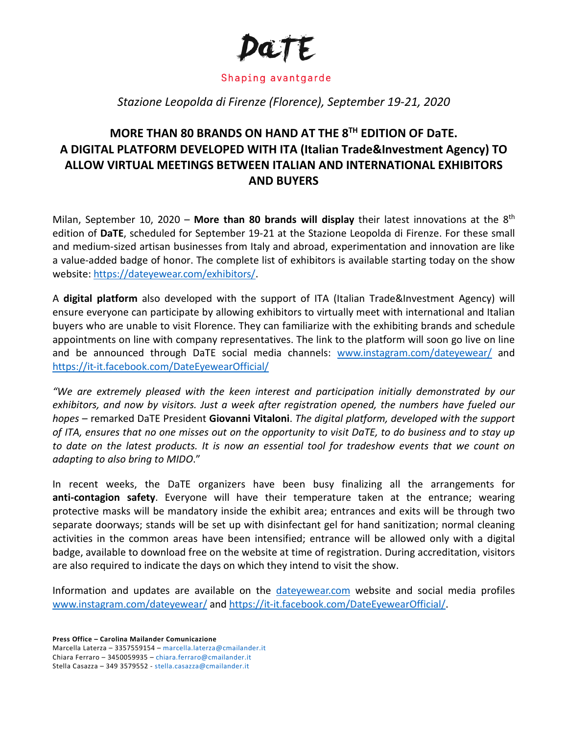DaTE

Shaping avantgarde

*Stazione Leopolda di Firenze (Florence), September 19-21, 2020*

## MORE THAN 80 BRANDS ON HAND AT THE 8TH EDITION OF DaTE. A DIGITAL PLATFORM DEVELOPED WITH ITA (Italian Trade&Investment Agency) TO ALLOW VIRTUAL MEETINGS BETWEEN ITALIAN AND INTERNATIONAL EXHIBITORS AND BUYERS

Milan, September 10, 2020 – **More than 80 brands will display** their latest innovations at the 8th edition of **DaTE**, scheduled for September 19-21 at the Stazione Leopolda di Firenze. For these small and medium-sized artisan businesses from Italy and abroad, experimentation and innovation are like a value-added badge of honor. The complete list of exhibitors is available starting today on the show website: https://dateyewear.com/exhibitors/.

A **digital platform** also developed with the support of ITA (Italian Trade&Investment Agency) will ensure everyone can participate by allowing exhibitors to virtually meet with international and Italian buyers who are unable to visit Florence. They can familiarize with the exhibiting brands and schedule appointments on line with company representatives. The link to the platform will soon go live on line and be announced through DaTE social media channels: www.instagram.com/dateyewear/ and https://it-it.facebook.com/DateEyewearOfficial/

*"We are extremely pleased with the keen interest and participation initially demonstrated by our exhibitors, and now by visitors. Just a week after registration opened, the numbers have fueled our hopes* – remarked DaTE President **Giovanni Vitaloni**. *The digital platform, developed with the support of ITA, ensures that no one misses out on the opportunity to visit DaTE, to do business and to stay up to date on the latest products. It is now an essential tool for tradeshow events that we count on adapting to also bring to MIDO*."

In recent weeks, the DaTE organizers have been busy finalizing all the arrangements for **anti-contagion safety**. Everyone will have their temperature taken at the entrance; wearing protective masks will be mandatory inside the exhibit area; entrances and exits will be through two separate doorways; stands will be set up with disinfectant gel for hand sanitization; normal cleaning activities in the common areas have been intensified; entrance will be allowed only with a digital badge, available to download free on the website at time of registration. During accreditation, visitors are also required to indicate the days on which they intend to visit the show.

Information and updates are available on the dateyewear.com website and social media profiles www.instagram.com/dateyewear/ and https://it-it.facebook.com/DateEyewearOfficial/.

**Press Office – Carolina Mailander Comunicazione**
Marcella Laterza – 3357559154 – marcella.laterza@cmailander.it
Chiara Ferraro – 3450059935 – chiara.ferraro@cmailander.it
Stella Casazza – 349 3579552 - stella.casazza@cmailander.it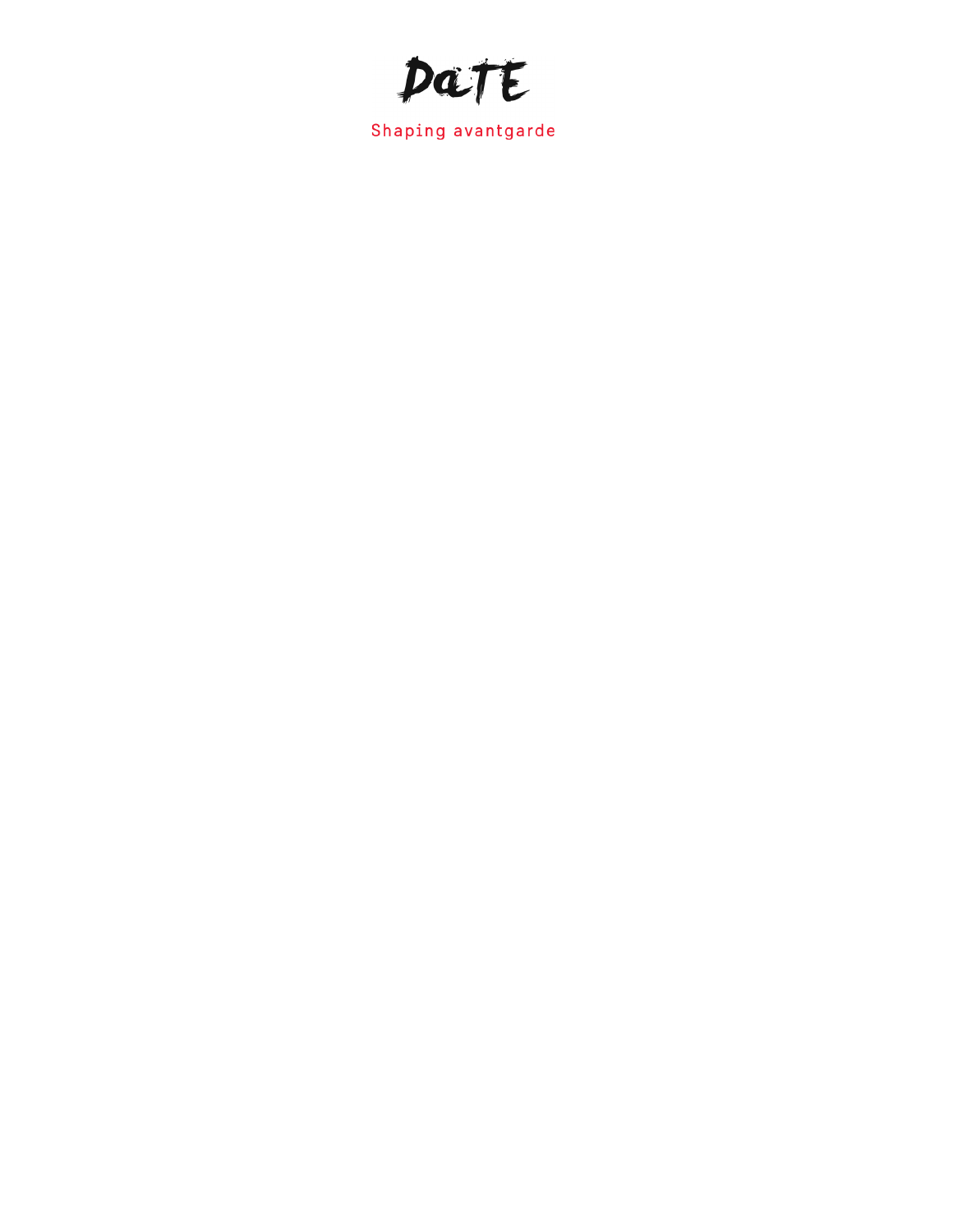DaTE

Shaping avantgarde